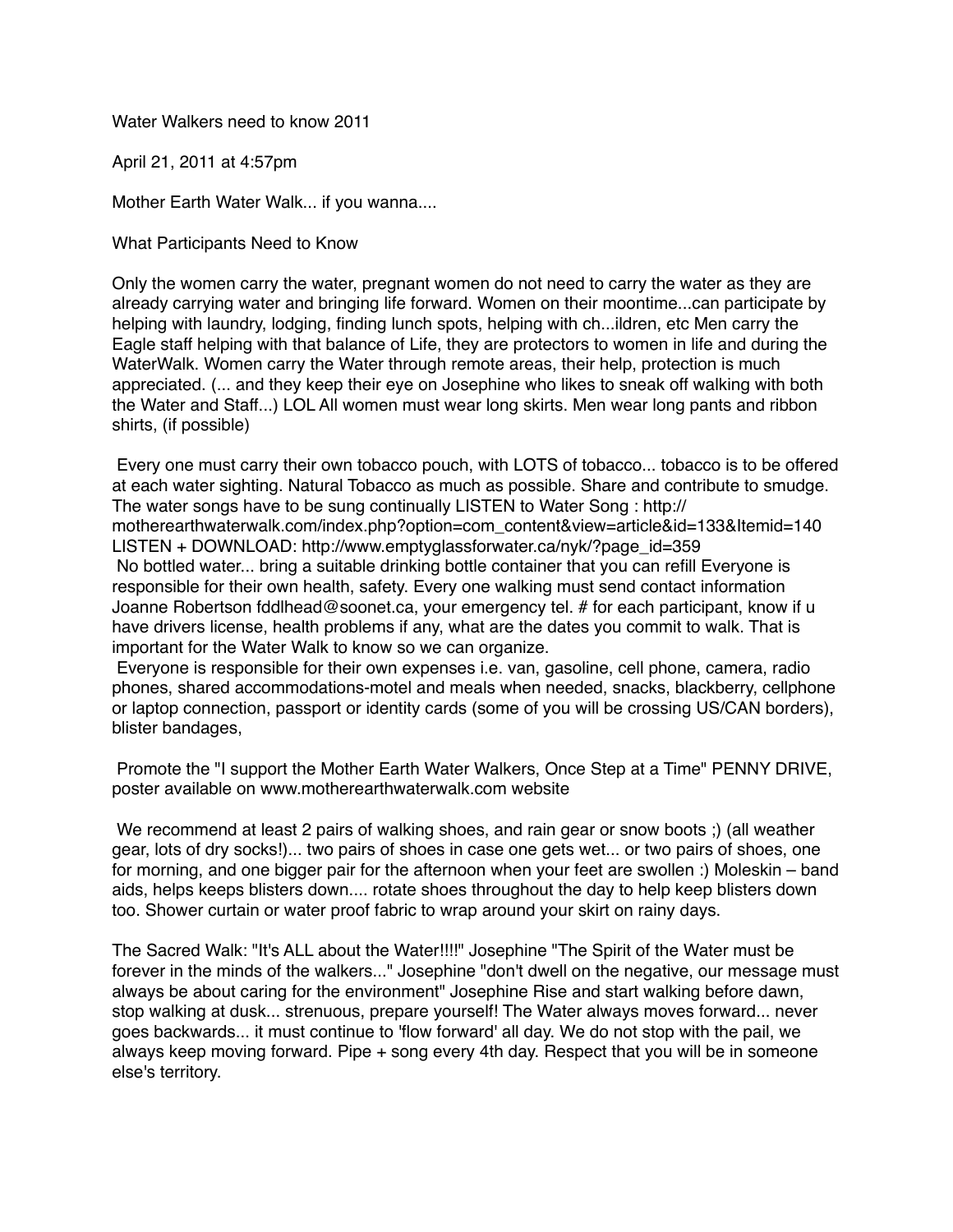Water Walkers need to know 2011

April 21, 2011 at 4:57pm

Mother Earth Water Walk... if you wanna....

What Participants Need to Know

Only the women carry the water, pregnant women do not need to carry the water as they are already carrying water and bringing life forward. Women on their moontime...can participate by helping with laundry, lodging, finding lunch spots, helping with ch...ildren, etc Men carry the Eagle staff helping with that balance of Life, they are protectors to women in life and during the WaterWalk. Women carry the Water through remote areas, their help, protection is much appreciated. (... and they keep their eye on Josephine who likes to sneak off walking with both the Water and Staff...) LOL All women must wear long skirts. Men wear long pants and ribbon shirts, (if possible)

Every one must carry their own tobacco pouch, with LOTS of tobacco... tobacco is to be offered at each water sighting. Natural Tobacco as much as possible. Share and contribute to smudge. The water songs have to be sung continually LISTEN to Water Song : http://motherearthwaterwalk.com/index.php?option=com_content&view=article&id=133&Itemid=140 LISTEN + DOWNLOAD: http://www.emptyglassforwater.ca/nyk/?page_id=359
No bottled water... bring a suitable drinking bottle container that you can refill Everyone is responsible for their own health, safety. Every one walking must send contact information Joanne Robertson fddlhead@soonet.ca, your emergency tel. # for each participant, know if u have drivers license, health problems if any, what are the dates you commit to walk. That is important for the Water Walk to know so we can organize.
Everyone is responsible for their own expenses i.e. van, gasoline, cell phone, camera, radio phones, shared accommodations-motel and meals when needed, snacks, blackberry, cellphone or laptop connection, passport or identity cards (some of you will be crossing US/CAN borders), blister bandages,

Promote the "I support the Mother Earth Water Walkers, Once Step at a Time" PENNY DRIVE, poster available on www.motherearthwaterwalk.com website

We recommend at least 2 pairs of walking shoes, and rain gear or snow boots ;) (all weather gear, lots of dry socks!)... two pairs of shoes in case one gets wet... or two pairs of shoes, one for morning, and one bigger pair for the afternoon when your feet are swollen :) Moleskin – band aids, helps keeps blisters down.... rotate shoes throughout the day to help keep blisters down too. Shower curtain or water proof fabric to wrap around your skirt on rainy days.

The Sacred Walk: "It's ALL about the Water!!!!" Josephine "The Spirit of the Water must be forever in the minds of the walkers..." Josephine "don't dwell on the negative, our message must always be about caring for the environment" Josephine Rise and start walking before dawn, stop walking at dusk... strenuous, prepare yourself! The Water always moves forward... never goes backwards... it must continue to 'flow forward' all day. We do not stop with the pail, we always keep moving forward. Pipe + song every 4th day. Respect that you will be in someone else's territory.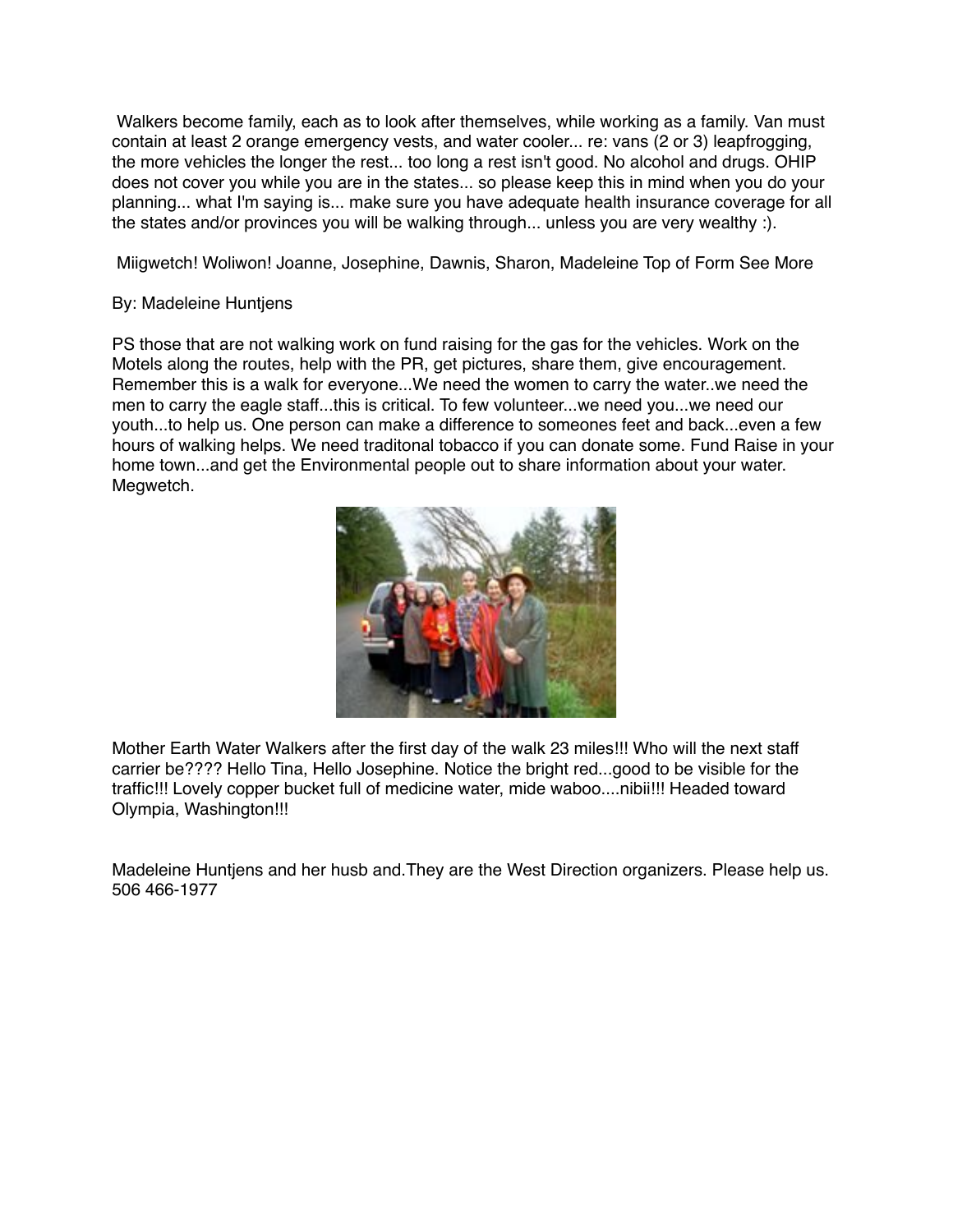Walkers become family, each as to look after themselves, while working as a family. Van must contain at least 2 orange emergency vests, and water cooler... re: vans (2 or 3) leapfrogging, the more vehicles the longer the rest... too long a rest isn't good. No alcohol and drugs. OHIP does not cover you while you are in the states... so please keep this in mind when you do your planning... what I'm saying is... make sure you have adequate health insurance coverage for all the states and/or provinces you will be walking through... unless you are very wealthy :).

Miigwetch! Woliwon! Joanne, Josephine, Dawnis, Sharon, Madeleine Top of Form See More

By: Madeleine Huntjens

PS those that are not walking work on fund raising for the gas for the vehicles. Work on the Motels along the routes, help with the PR, get pictures, share them, give encouragement. Remember this is a walk for everyone...We need the women to carry the water..we need the men to carry the eagle staff...this is critical. To few volunteer...we need you...we need our youth...to help us. One person can make a difference to someones feet and back...even a few hours of walking helps. We need traditonal tobacco if you can donate some. Fund Raise in your home town...and get the Environmental people out to share information about your water. Megwetch.

Mother Earth Water Walkers after the first day of the walk 23 miles!!! Who will the next staff carrier be???? Hello Tina, Hello Josephine. Notice the bright red...good to be visible for the traffic!!! Lovely copper bucket full of medicine water, mide waboo....nibii!!! Headed toward Olympia, Washington!!!

Madeleine Huntjens and her husb and.They are the West Direction organizers. Please help us. 506 466-1977